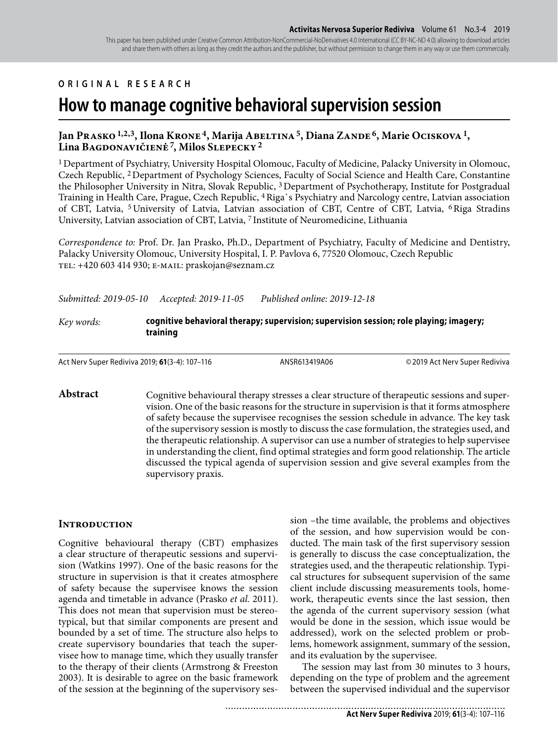ORIGINAL RESEARCH

# How to manage cognitive behavioral supervision session

**Jan Prasko [1,2,3], Ilona Krone [4], Marija Abeltina [5], Diana Zande [6], Marie Ociskova [1], Lina Bagdonavičienė [7], Milos Slepecky [2]**

[1] Department of Psychiatry, University Hospital Olomouc, Faculty of Medicine, Palacky University in Olomouc, Czech Republic, [2] Department of Psychology Sciences, Faculty of Social Science and Health Care, Constantine the Philosopher University in Nitra, Slovak Republic, [3] Department of Psychotherapy, Institute for Postgradual Training in Health Care, Prague, Czech Republic, [4] Riga`s Psychiatry and Narcology centre, Latvian association of CBT, Latvia, [5] University of Latvia, Latvian association of CBT, Centre of CBT, Latvia, [6] Riga Stradins University, Latvian association of CBT, Latvia, [7] Institute of Neuromedicine, Lithuania

*Correspondence to:* Prof. Dr. Jan Prasko, Ph.D., Department of Psychiatry, Faculty of Medicine and Dentistry, Palacky University Olomouc, University Hospital, I. P. Pavlova 6, 77520 Olomouc, Czech Republic
TEL: +420 603 414 930; E-MAIL: praskojan@seznam.cz

*Submitted: 2019-05-10 Accepted: 2019-11-05 Published online: 2019-12-18*

*Key words:* **cognitive behavioral therapy; supervision; supervision session; role playing; imagery; training**

Act Nerv Super Rediviva 2019; **61**(3-4): 107–116 ANSR613419A06 © 2019 Act Nerv Super Rediviva

**Abstract** Cognitive behavioural therapy stresses a clear structure of therapeutic sessions and supervision. One of the basic reasons for the structure in supervision is that it forms atmosphere of safety because the supervisee recognises the session schedule in advance. The key task of the supervisory session is mostly to discuss the case formulation, the strategies used, and the therapeutic relationship. A supervisor can use a number of strategies to help supervisee in understanding the client, find optimal strategies and form good relationship. The article discussed the typical agenda of supervision session and give several examples from the supervisory praxis.

## Introduction

Cognitive behavioural therapy (CBT) emphasizes a clear structure of therapeutic sessions and supervision (Watkins 1997). One of the basic reasons for the structure in supervision is that it creates atmosphere of safety because the supervisee knows the session agenda and timetable in advance (Prasko *et al.* 2011). This does not mean that supervision must be stereotypical, but that similar components are present and bounded by a set of time. The structure also helps to create supervisory boundaries that teach the supervisee how to manage time, which they usually transfer to the therapy of their clients (Armstrong & Freeston 2003). It is desirable to agree on the basic framework of the session at the beginning of the supervisory session –the time available, the problems and objectives of the session, and how supervision would be conducted. The main task of the first supervisory session is generally to discuss the case conceptualization, the strategies used, and the therapeutic relationship. Typical structures for subsequent supervision of the same client include discussing measurements tools, homework, therapeutic events since the last session, then the agenda of the current supervisory session (what would be done in the session, which issue would be addressed), work on the selected problem or problems, homework assignment, summary of the session, and its evaluation by the supervisee.

The session may last from 30 minutes to 3 hours, depending on the type of problem and the agreement between the supervised individual and the supervisor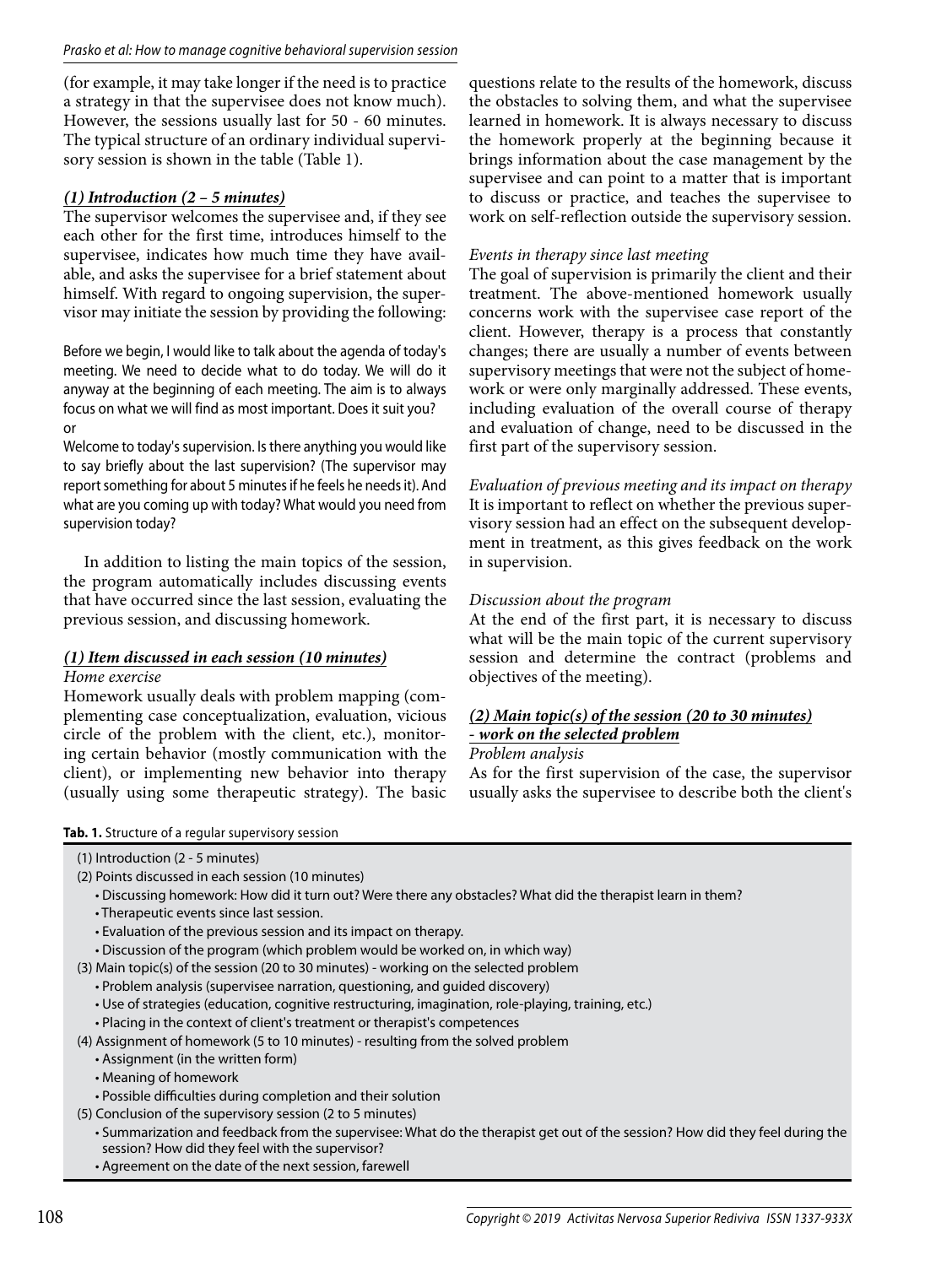(for example, it may take longer if the need is to practice a strategy in that the supervisee does not know much). However, the sessions usually last for 50 - 60 minutes. The typical structure of an ordinary individual supervisory session is shown in the table (Table 1).

***(1) Introduction (2 – 5 minutes)***

The supervisor welcomes the supervisee and, if they see each other for the first time, introduces himself to the supervisee, indicates how much time they have available, and asks the supervisee for a brief statement about himself. With regard to ongoing supervision, the supervisor may initiate the session by providing the following:

Before we begin, I would like to talk about the agenda of today's meeting. We need to decide what to do today. We will do it anyway at the beginning of each meeting. The aim is to always focus on what we will find as most important. Does it suit you?

or

Welcome to today's supervision. Is there anything you would like to say briefly about the last supervision? (The supervisor may report something for about 5 minutes if he feels he needs it). And what are you coming up with today? What would you need from supervision today?

In addition to listing the main topics of the session, the program automatically includes discussing events that have occurred since the last session, evaluating the previous session, and discussing homework.

***(1) Item discussed in each session (10 minutes)***

*Home exercise*

Homework usually deals with problem mapping (complementing case conceptualization, evaluation, vicious circle of the problem with the client, etc.), monitoring certain behavior (mostly communication with the client), or implementing new behavior into therapy (usually using some therapeutic strategy). The basic questions relate to the results of the homework, discuss the obstacles to solving them, and what the supervisee learned in homework. It is always necessary to discuss the homework properly at the beginning because it brings information about the case management by the supervisee and can point to a matter that is important to discuss or practice, and teaches the supervisee to work on self-reflection outside the supervisory session.

*Events in therapy since last meeting*

The goal of supervision is primarily the client and their treatment. The above-mentioned homework usually concerns work with the supervisee case report of the client. However, therapy is a process that constantly changes; there are usually a number of events between supervisory meetings that were not the subject of homework or were only marginally addressed. These events, including evaluation of the overall course of therapy and evaluation of change, need to be discussed in the first part of the supervisory session.

*Evaluation of previous meeting and its impact on therapy*

It is important to reflect on whether the previous supervisory session had an effect on the subsequent development in treatment, as this gives feedback on the work in supervision.

*Discussion about the program*

At the end of the first part, it is necessary to discuss what will be the main topic of the current supervisory session and determine the contract (problems and objectives of the meeting).

***(2) Main topic(s) of the session (20 to 30 minutes) - work on the selected problem***

*Problem analysis*

As for the first supervision of the case, the supervisor usually asks the supervisee to describe both the client's

**Tab. 1.** Structure of a regular supervisory session

(1) Introduction (2 - 5 minutes)

(2) Points discussed in each session (10 minutes)
- Discussing homework: How did it turn out? Were there any obstacles? What did the therapist learn in them?
- Therapeutic events since last session.
- Evaluation of the previous session and its impact on therapy.
- Discussion of the program (which problem would be worked on, in which way)

(3) Main topic(s) of the session (20 to 30 minutes) - working on the selected problem
- Problem analysis (supervisee narration, questioning, and guided discovery)
- Use of strategies (education, cognitive restructuring, imagination, role-playing, training, etc.)
- Placing in the context of client's treatment or therapist's competences

(4) Assignment of homework (5 to 10 minutes) - resulting from the solved problem
- Assignment (in the written form)
- Meaning of homework
- Possible difficulties during completion and their solution

(5) Conclusion of the supervisory session (2 to 5 minutes)
- Summarization and feedback from the supervisee: What do the therapist get out of the session? How did they feel during the session? How did they feel with the supervisor?
- Agreement on the date of the next session, farewell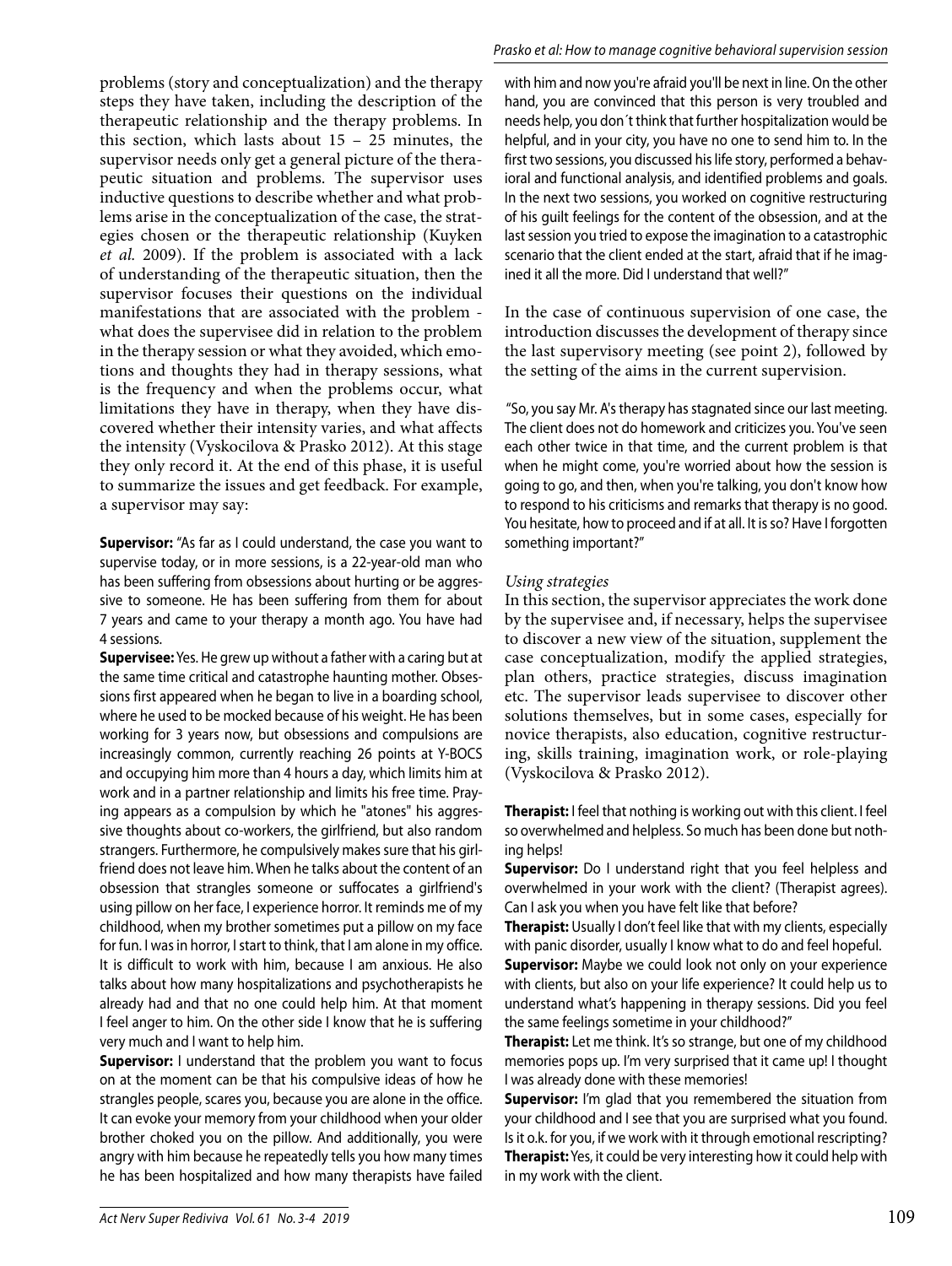problems (story and conceptualization) and the therapy steps they have taken, including the description of the therapeutic relationship and the therapy problems. In this section, which lasts about 15 – 25 minutes, the supervisor needs only get a general picture of the therapeutic situation and problems. The supervisor uses inductive questions to describe whether and what problems arise in the conceptualization of the case, the strategies chosen or the therapeutic relationship (Kuyken *et al.* 2009). If the problem is associated with a lack of understanding of the therapeutic situation, then the supervisor focuses their questions on the individual manifestations that are associated with the problem - what does the supervisee did in relation to the problem in the therapy session or what they avoided, which emotions and thoughts they had in therapy sessions, what is the frequency and when the problems occur, what limitations they have in therapy, when they have discovered whether their intensity varies, and what affects the intensity (Vyskocilova & Prasko 2012). At this stage they only record it. At the end of this phase, it is useful to summarize the issues and get feedback. For example, a supervisor may say:

**Supervisor:** "As far as I could understand, the case you want to supervise today, or in more sessions, is a 22-year-old man who has been suffering from obsessions about hurting or be aggressive to someone. He has been suffering from them for about 7 years and came to your therapy a month ago. You have had 4 sessions.

**Supervisee:** Yes. He grew up without a father with a caring but at the same time critical and catastrophe haunting mother. Obsessions first appeared when he began to live in a boarding school, where he used to be mocked because of his weight. He has been working for 3 years now, but obsessions and compulsions are increasingly common, currently reaching 26 points at Y-BOCS and occupying him more than 4 hours a day, which limits him at work and in a partner relationship and limits his free time. Praying appears as a compulsion by which he "atones" his aggressive thoughts about co-workers, the girlfriend, but also random strangers. Furthermore, he compulsively makes sure that his girlfriend does not leave him. When he talks about the content of an obsession that strangles someone or suffocates a girlfriend's using pillow on her face, I experience horror. It reminds me of my childhood, when my brother sometimes put a pillow on my face for fun. I was in horror, I start to think, that I am alone in my office. It is difficult to work with him, because I am anxious. He also talks about how many hospitalizations and psychotherapists he already had and that no one could help him. At that moment I feel anger to him. On the other side I know that he is suffering very much and I want to help him.

**Supervisor:** I understand that the problem you want to focus on at the moment can be that his compulsive ideas of how he strangles people, scares you, because you are alone in the office. It can evoke your memory from your childhood when your older brother choked you on the pillow. And additionally, you were angry with him because he repeatedly tells you how many times he has been hospitalized and how many therapists have failed with him and now you're afraid you'll be next in line. On the other hand, you are convinced that this person is very troubled and needs help, you don´t think that further hospitalization would be helpful, and in your city, you have no one to send him to. In the first two sessions, you discussed his life story, performed a behavioral and functional analysis, and identified problems and goals. In the next two sessions, you worked on cognitive restructuring of his guilt feelings for the content of the obsession, and at the last session you tried to expose the imagination to a catastrophic scenario that the client ended at the start, afraid that if he imagined it all the more. Did I understand that well?"

In the case of continuous supervision of one case, the introduction discusses the development of therapy since the last supervisory meeting (see point 2), followed by the setting of the aims in the current supervision.

"So, you say Mr. A's therapy has stagnated since our last meeting. The client does not do homework and criticizes you. You've seen each other twice in that time, and the current problem is that when he might come, you're worried about how the session is going to go, and then, when you're talking, you don't know how to respond to his criticisms and remarks that therapy is no good. You hesitate, how to proceed and if at all. It is so? Have I forgotten something important?"

*Using strategies*

In this section, the supervisor appreciates the work done by the supervisee and, if necessary, helps the supervisee to discover a new view of the situation, supplement the case conceptualization, modify the applied strategies, plan others, practice strategies, discuss imagination etc. The supervisor leads supervisee to discover other solutions themselves, but in some cases, especially for novice therapists, also education, cognitive restructuring, skills training, imagination work, or role-playing (Vyskocilova & Prasko 2012).

**Therapist:** I feel that nothing is working out with this client. I feel so overwhelmed and helpless. So much has been done but nothing helps!

**Supervisor:** Do I understand right that you feel helpless and overwhelmed in your work with the client? (Therapist agrees). Can I ask you when you have felt like that before?

**Therapist:** Usually I don't feel like that with my clients, especially with panic disorder, usually I know what to do and feel hopeful.

**Supervisor:** Maybe we could look not only on your experience with clients, but also on your life experience? It could help us to understand what's happening in therapy sessions. Did you feel the same feelings sometime in your childhood?"

**Therapist:** Let me think. It's so strange, but one of my childhood memories pops up. I'm very surprised that it came up! I thought I was already done with these memories!

**Supervisor:** I'm glad that you remembered the situation from your childhood and I see that you are surprised what you found. Is it o.k. for you, if we work with it through emotional rescripting?

**Therapist:** Yes, it could be very interesting how it could help with in my work with the client.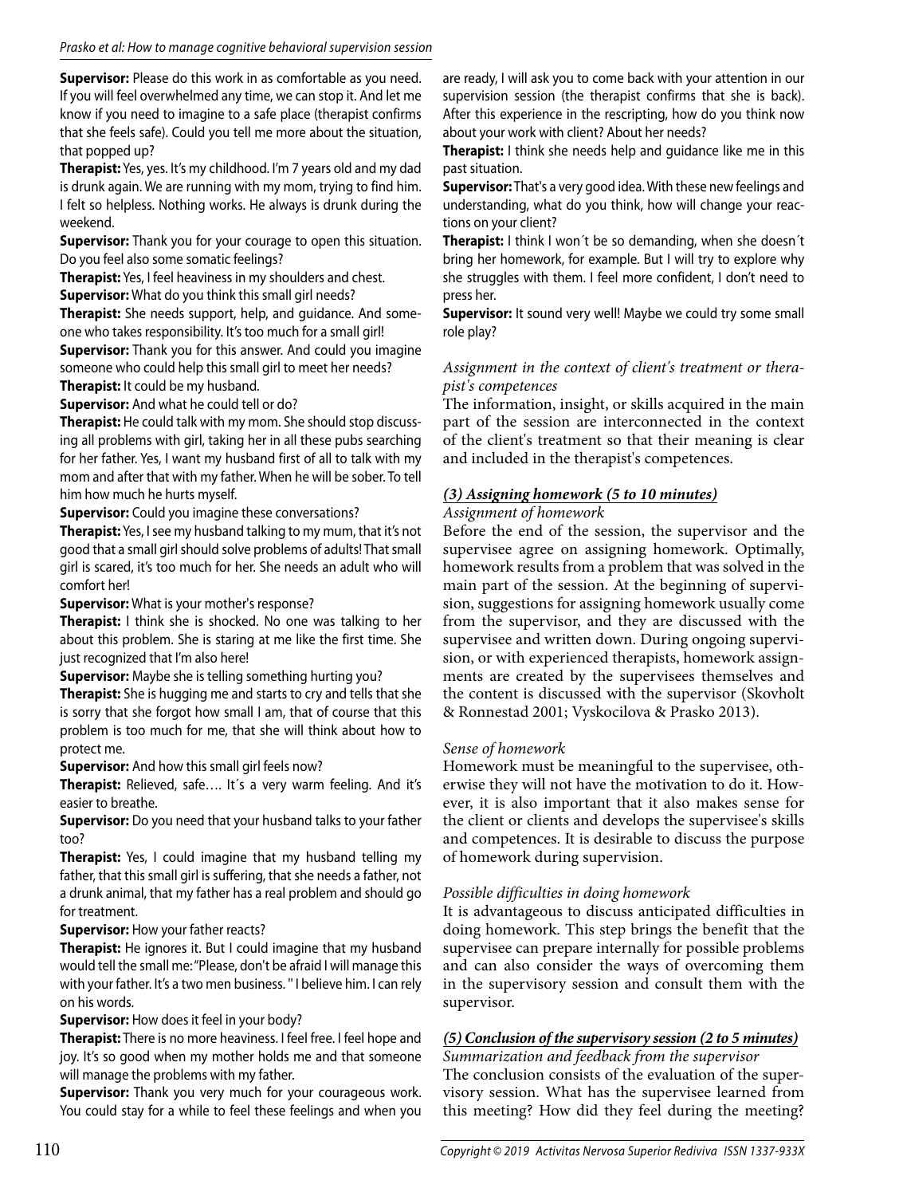**Supervisor:** Please do this work in as comfortable as you need. If you will feel overwhelmed any time, we can stop it. And let me know if you need to imagine to a safe place (therapist confirms that she feels safe). Could you tell me more about the situation, that popped up?

**Therapist:** Yes, yes. It's my childhood. I'm 7 years old and my dad is drunk again. We are running with my mom, trying to find him. I felt so helpless. Nothing works. He always is drunk during the weekend.

**Supervisor:** Thank you for your courage to open this situation. Do you feel also some somatic feelings?

**Therapist:** Yes, I feel heaviness in my shoulders and chest.

**Supervisor:** What do you think this small girl needs?

**Therapist:** She needs support, help, and guidance. And someone who takes responsibility. It's too much for a small girl!

**Supervisor:** Thank you for this answer. And could you imagine someone who could help this small girl to meet her needs?

**Therapist:** It could be my husband.

**Supervisor:** And what he could tell or do?

**Therapist:** He could talk with my mom. She should stop discussing all problems with girl, taking her in all these pubs searching for her father. Yes, I want my husband first of all to talk with my mom and after that with my father. When he will be sober. To tell him how much he hurts myself.

**Supervisor:** Could you imagine these conversations?

**Therapist:** Yes, I see my husband talking to my mum, that it's not good that a small girl should solve problems of adults! That small girl is scared, it's too much for her. She needs an adult who will comfort her!

**Supervisor:** What is your mother's response?

**Therapist:** I think she is shocked. No one was talking to her about this problem. She is staring at me like the first time. She just recognized that I'm also here!

**Supervisor:** Maybe she is telling something hurting you?

**Therapist:** She is hugging me and starts to cry and tells that she is sorry that she forgot how small I am, that of course that this problem is too much for me, that she will think about how to protect me.

**Supervisor:** And how this small girl feels now?

**Therapist:** Relieved, safe…. It´s a very warm feeling. And it's easier to breathe.

**Supervisor:** Do you need that your husband talks to your father too?

**Therapist:** Yes, I could imagine that my husband telling my father, that this small girl is suffering, that she needs a father, not a drunk animal, that my father has a real problem and should go for treatment.

**Supervisor:** How your father reacts?

**Therapist:** He ignores it. But I could imagine that my husband would tell the small me: "Please, don't be afraid I will manage this with your father. It's a two men business. " I believe him. I can rely on his words.

**Supervisor:** How does it feel in your body?

**Therapist:** There is no more heaviness. I feel free. I feel hope and joy. It's so good when my mother holds me and that someone will manage the problems with my father.

**Supervisor:** Thank you very much for your courageous work. You could stay for a while to feel these feelings and when you are ready, I will ask you to come back with your attention in our supervision session (the therapist confirms that she is back). After this experience in the rescripting, how do you think now about your work with client? About her needs?

**Therapist:** I think she needs help and guidance like me in this past situation.

**Supervisor:** That's a very good idea. With these new feelings and understanding, what do you think, how will change your reactions on your client?

**Therapist:** I think I won´t be so demanding, when she doesn´t bring her homework, for example. But I will try to explore why she struggles with them. I feel more confident, I don't need to press her.

**Supervisor:** It sound very well! Maybe we could try some small role play?

*Assignment in the context of client's treatment or therapist's competences*

The information, insight, or skills acquired in the main part of the session are interconnected in the context of the client's treatment so that their meaning is clear and included in the therapist's competences.

### *(3) Assigning homework (5 to 10 minutes)*

*Assignment of homework*

Before the end of the session, the supervisor and the supervisee agree on assigning homework. Optimally, homework results from a problem that was solved in the main part of the session. At the beginning of supervision, suggestions for assigning homework usually come from the supervisor, and they are discussed with the supervisee and written down. During ongoing supervision, or with experienced therapists, homework assignments are created by the supervisees themselves and the content is discussed with the supervisor (Skovholt & Ronnestad 2001; Vyskocilova & Prasko 2013).

*Sense of homework*

Homework must be meaningful to the supervisee, otherwise they will not have the motivation to do it. However, it is also important that it also makes sense for the client or clients and develops the supervisee's skills and competences. It is desirable to discuss the purpose of homework during supervision.

*Possible difficulties in doing homework*

It is advantageous to discuss anticipated difficulties in doing homework. This step brings the benefit that the supervisee can prepare internally for possible problems and can also consider the ways of overcoming them in the supervisory session and consult them with the supervisor.

### *(5) Conclusion of the supervisory session (2 to 5 minutes)*

*Summarization and feedback from the supervisor*

The conclusion consists of the evaluation of the supervisory session. What has the supervisee learned from this meeting? How did they feel during the meeting?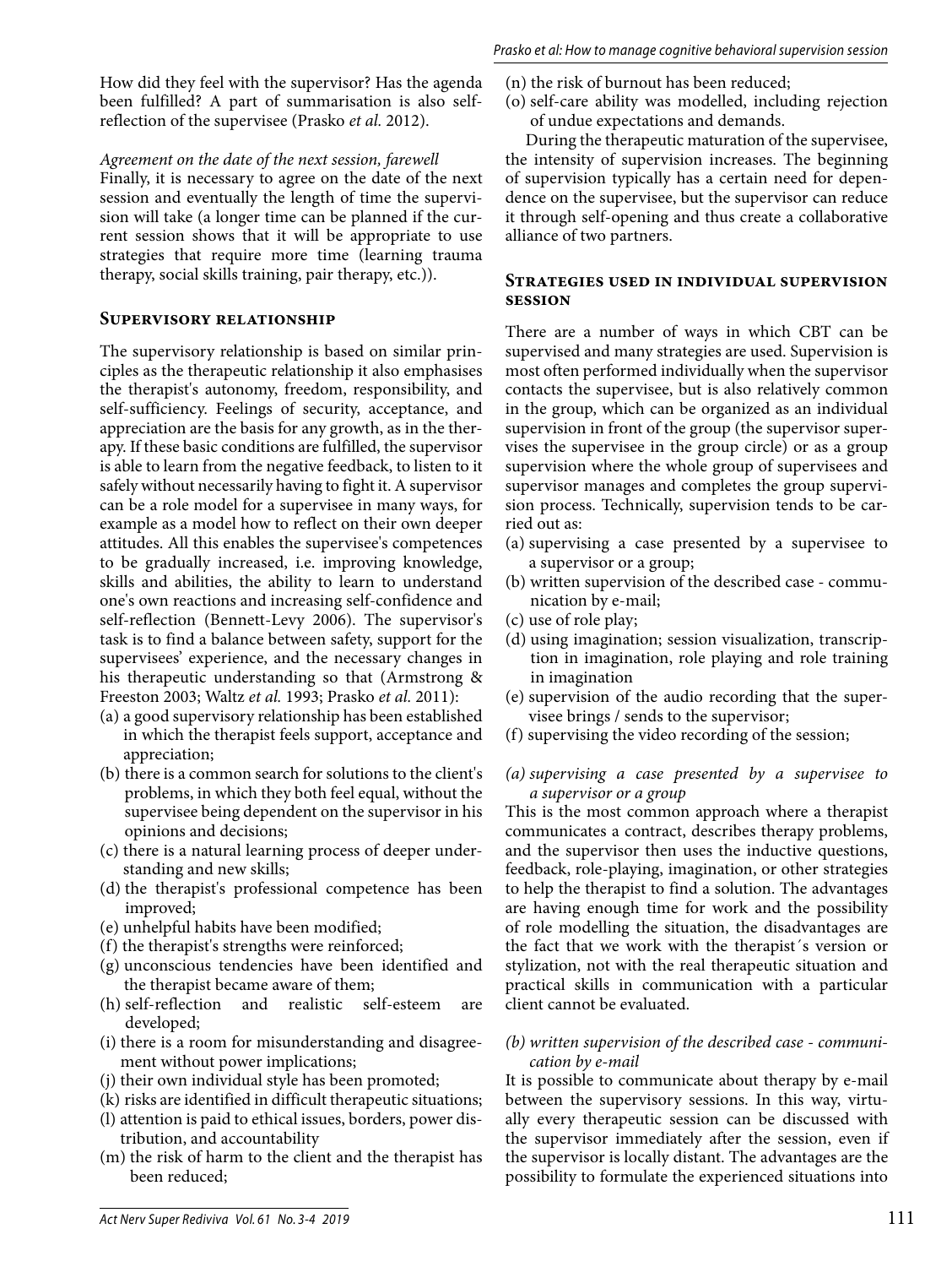How did they feel with the supervisor? Has the agenda been fulfilled? A part of summarisation is also self-reflection of the supervisee (Prasko *et al.* 2012).

*Agreement on the date of the next session, farewell*
Finally, it is necessary to agree on the date of the next session and eventually the length of time the supervision will take (a longer time can be planned if the current session shows that it will be appropriate to use strategies that require more time (learning trauma therapy, social skills training, pair therapy, etc.)).

## Supervisory relationship

The supervisory relationship is based on similar principles as the therapeutic relationship it also emphasises the therapist's autonomy, freedom, responsibility, and self-sufficiency. Feelings of security, acceptance, and appreciation are the basis for any growth, as in the therapy. If these basic conditions are fulfilled, the supervisor is able to learn from the negative feedback, to listen to it safely without necessarily having to fight it. A supervisor can be a role model for a supervisee in many ways, for example as a model how to reflect on their own deeper attitudes. All this enables the supervisee's competences to be gradually increased, i.e. improving knowledge, skills and abilities, the ability to learn to understand one's own reactions and increasing self-confidence and self-reflection (Bennett-Levy 2006). The supervisor's task is to find a balance between safety, support for the supervisees' experience, and the necessary changes in his therapeutic understanding so that (Armstrong & Freeston 2003; Waltz *et al.* 1993; Prasko *et al.* 2011):

(a) a good supervisory relationship has been established in which the therapist feels support, acceptance and appreciation;
(b) there is a common search for solutions to the client's problems, in which they both feel equal, without the supervisee being dependent on the supervisor in his opinions and decisions;
(c) there is a natural learning process of deeper understanding and new skills;
(d) the therapist's professional competence has been improved;
(e) unhelpful habits have been modified;
(f) the therapist's strengths were reinforced;
(g) unconscious tendencies have been identified and the therapist became aware of them;
(h) self-reflection and realistic self-esteem are developed;
(i) there is a room for misunderstanding and disagreement without power implications;
(j) their own individual style has been promoted;
(k) risks are identified in difficult therapeutic situations;
(l) attention is paid to ethical issues, borders, power distribution, and accountability
(m) the risk of harm to the client and the therapist has been reduced;
(n) the risk of burnout has been reduced;
(o) self-care ability was modelled, including rejection of undue expectations and demands.

During the therapeutic maturation of the supervisee, the intensity of supervision increases. The beginning of supervision typically has a certain need for dependence on the supervisee, but the supervisor can reduce it through self-opening and thus create a collaborative alliance of two partners.

### Strategies used in individual supervision session

There are a number of ways in which CBT can be supervised and many strategies are used. Supervision is most often performed individually when the supervisor contacts the supervisee, but is also relatively common in the group, which can be organized as an individual supervision in front of the group (the supervisor supervises the supervisee in the group circle) or as a group supervision where the whole group of supervisees and supervisor manages and completes the group supervision process. Technically, supervision tends to be carried out as:

(a) supervising a case presented by a supervisee to a supervisor or a group;
(b) written supervision of the described case - communication by e-mail;
(c) use of role play;
(d) using imagination; session visualization, transcription in imagination, role playing and role training in imagination
(e) supervision of the audio recording that the supervisee brings / sends to the supervisor;
(f) supervising the video recording of the session;

*(a) supervising a case presented by a supervisee to a supervisor or a group*
This is the most common approach where a therapist communicates a contract, describes therapy problems, and the supervisor then uses the inductive questions, feedback, role-playing, imagination, or other strategies to help the therapist to find a solution. The advantages are having enough time for work and the possibility of role modelling the situation, the disadvantages are the fact that we work with the therapist´s version or stylization, not with the real therapeutic situation and practical skills in communication with a particular client cannot be evaluated.

*(b) written supervision of the described case - communication by e-mail*
It is possible to communicate about therapy by e-mail between the supervisory sessions. In this way, virtually every therapeutic session can be discussed with the supervisor immediately after the session, even if the supervisor is locally distant. The advantages are the possibility to formulate the experienced situations into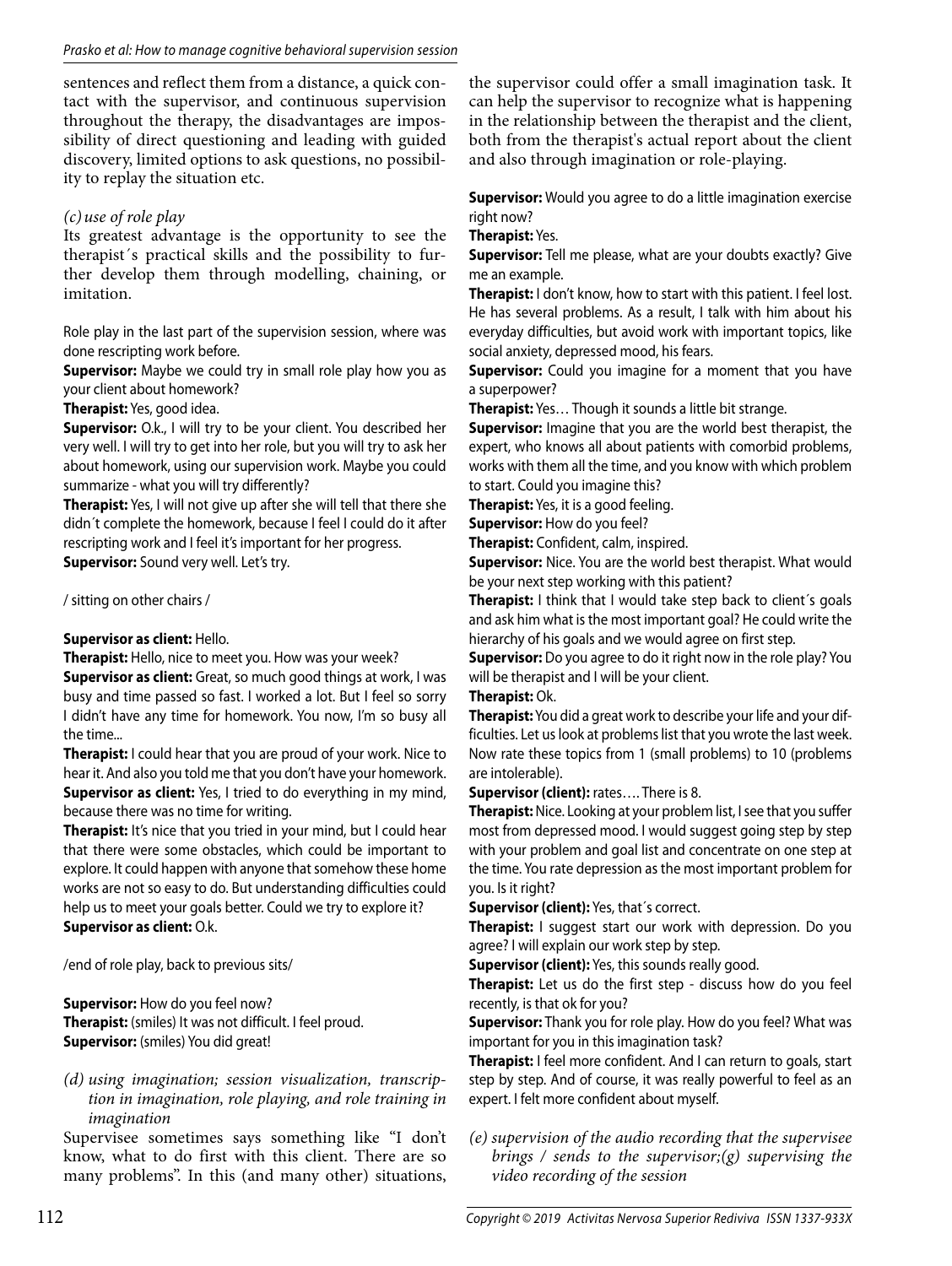sentences and reflect them from a distance, a quick contact with the supervisor, and continuous supervision throughout the therapy, the disadvantages are impossibility of direct questioning and leading with guided discovery, limited options to ask questions, no possibility to replay the situation etc.

*(c) use of role play*

Its greatest advantage is the opportunity to see the therapist´s practical skills and the possibility to further develop them through modelling, chaining, or imitation.

Role play in the last part of the supervision session, where was done rescripting work before.

**Supervisor:** Maybe we could try in small role play how you as your client about homework?

**Therapist:** Yes, good idea.

**Supervisor:** O.k., I will try to be your client. You described her very well. I will try to get into her role, but you will try to ask her about homework, using our supervision work. Maybe you could summarize - what you will try differently?

**Therapist:** Yes, I will not give up after she will tell that there she didn´t complete the homework, because I feel I could do it after rescripting work and I feel it's important for her progress.

**Supervisor:** Sound very well. Let's try.

/ sitting on other chairs /

**Supervisor as client:** Hello.

**Therapist:** Hello, nice to meet you. How was your week?

**Supervisor as client:** Great, so much good things at work, I was busy and time passed so fast. I worked a lot. But I feel so sorry I didn't have any time for homework. You now, I'm so busy all the time...

**Therapist:** I could hear that you are proud of your work. Nice to hear it. And also you told me that you don't have your homework.

**Supervisor as client:** Yes, I tried to do everything in my mind, because there was no time for writing.

**Therapist:** It's nice that you tried in your mind, but I could hear that there were some obstacles, which could be important to explore. It could happen with anyone that somehow these home works are not so easy to do. But understanding difficulties could help us to meet your goals better. Could we try to explore it?

**Supervisor as client:** O.k.

/end of role play, back to previous sits/

**Supervisor:** How do you feel now?

**Therapist:** (smiles) It was not difficult. I feel proud.

**Supervisor:** (smiles) You did great!

*(d) using imagination; session visualization, transcription in imagination, role playing, and role training in imagination*

Supervisee sometimes says something like "I don't know, what to do first with this client. There are so many problems". In this (and many other) situations, the supervisor could offer a small imagination task. It can help the supervisor to recognize what is happening in the relationship between the therapist and the client, both from the therapist's actual report about the client and also through imagination or role-playing.

**Supervisor:** Would you agree to do a little imagination exercise right now?

**Therapist:** Yes.

**Supervisor:** Tell me please, what are your doubts exactly? Give me an example.

**Therapist:** I don't know, how to start with this patient. I feel lost. He has several problems. As a result, I talk with him about his everyday difficulties, but avoid work with important topics, like social anxiety, depressed mood, his fears.

**Supervisor:** Could you imagine for a moment that you have a superpower?

**Therapist:** Yes… Though it sounds a little bit strange.

**Supervisor:** Imagine that you are the world best therapist, the expert, who knows all about patients with comorbid problems, works with them all the time, and you know with which problem to start. Could you imagine this?

**Therapist:** Yes, it is a good feeling.

**Supervisor:** How do you feel?

**Therapist:** Confident, calm, inspired.

**Supervisor:** Nice. You are the world best therapist. What would be your next step working with this patient?

**Therapist:** I think that I would take step back to client´s goals and ask him what is the most important goal? He could write the hierarchy of his goals and we would agree on first step.

**Supervisor:** Do you agree to do it right now in the role play? You will be therapist and I will be your client.

**Therapist:** Ok.

**Therapist:** You did a great work to describe your life and your difficulties. Let us look at problems list that you wrote the last week. Now rate these topics from 1 (small problems) to 10 (problems are intolerable).

**Supervisor (client):** rates…. There is 8.

**Therapist:** Nice. Looking at your problem list, I see that you suffer most from depressed mood. I would suggest going step by step with your problem and goal list and concentrate on one step at the time. You rate depression as the most important problem for you. Is it right?

**Supervisor (client):** Yes, that´s correct.

**Therapist:** I suggest start our work with depression. Do you agree? I will explain our work step by step.

**Supervisor (client):** Yes, this sounds really good.

**Therapist:** Let us do the first step - discuss how do you feel recently, is that ok for you?

**Supervisor:** Thank you for role play. How do you feel? What was important for you in this imagination task?

**Therapist:** I feel more confident. And I can return to goals, start step by step. And of course, it was really powerful to feel as an expert. I felt more confident about myself.

*(e) supervision of the audio recording that the supervisee brings / sends to the supervisor;(g) supervising the video recording of the session*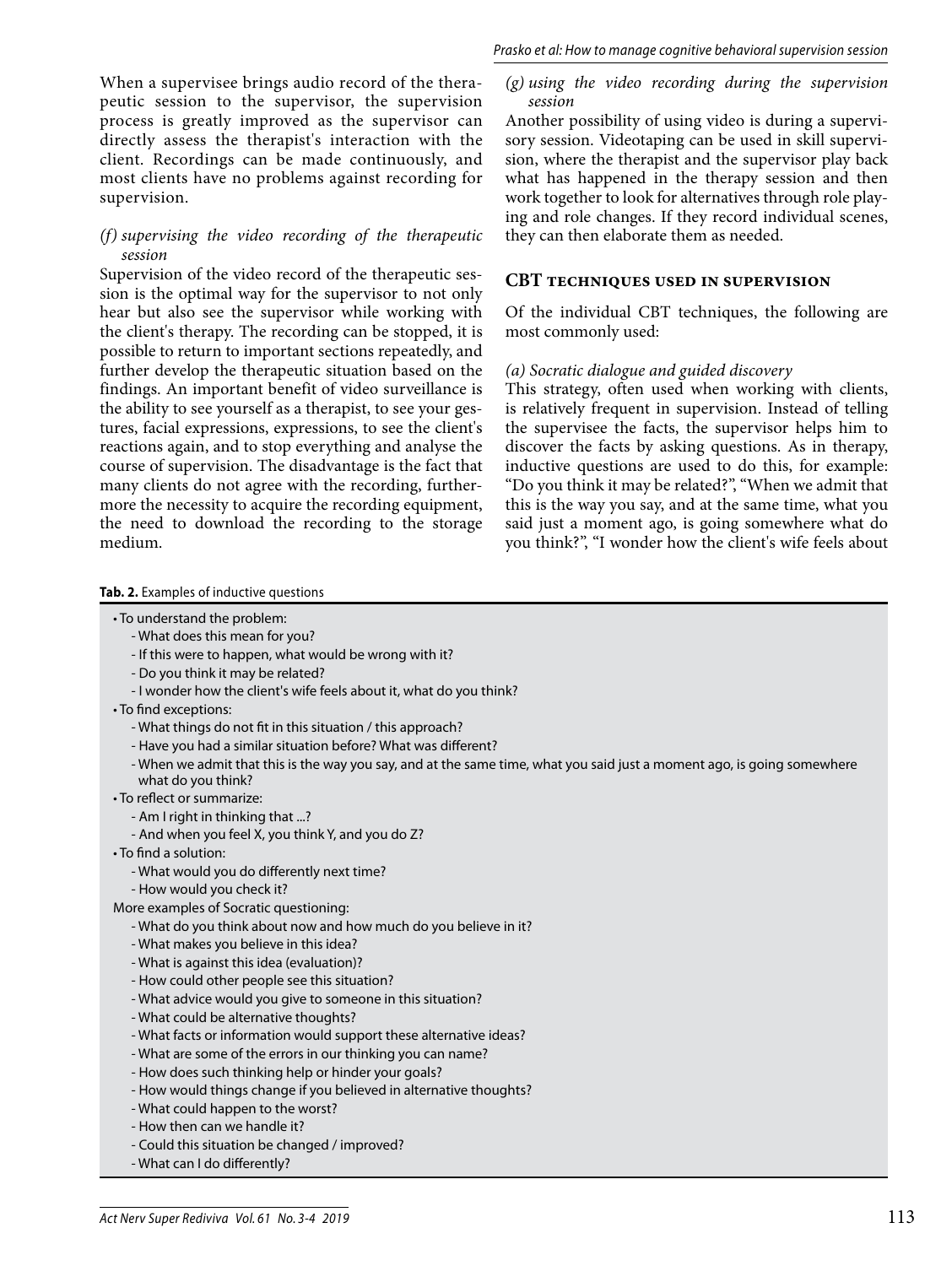When a supervisee brings audio record of the therapeutic session to the supervisor, the supervision process is greatly improved as the supervisor can directly assess the therapist's interaction with the client. Recordings can be made continuously, and most clients have no problems against recording for supervision.

*(f) supervising the video recording of the therapeutic session*

Supervision of the video record of the therapeutic session is the optimal way for the supervisor to not only hear but also see the supervisor while working with the client's therapy. The recording can be stopped, it is possible to return to important sections repeatedly, and further develop the therapeutic situation based on the findings. An important benefit of video surveillance is the ability to see yourself as a therapist, to see your gestures, facial expressions, expressions, to see the client's reactions again, and to stop everything and analyse the course of supervision. The disadvantage is the fact that many clients do not agree with the recording, furthermore the necessity to acquire the recording equipment, the need to download the recording to the storage medium.

*(g) using the video recording during the supervision session*

Another possibility of using video is during a supervisory session. Videotaping can be used in skill supervision, where the therapist and the supervisor play back what has happened in the therapy session and then work together to look for alternatives through role playing and role changes. If they record individual scenes, they can then elaborate them as needed.

## CBT techniques used in supervision

Of the individual CBT techniques, the following are most commonly used:

*(a) Socratic dialogue and guided discovery*

This strategy, often used when working with clients, is relatively frequent in supervision. Instead of telling the supervisee the facts, the supervisor helps him to discover the facts by asking questions. As in therapy, inductive questions are used to do this, for example: "Do you think it may be related?", "When we admit that this is the way you say, and at the same time, what you said just a moment ago, is going somewhere what do you think?", "I wonder how the client's wife feels about

**Tab. 2.** Examples of inductive questions

- To understand the problem:
  - What does this mean for you?
  - If this were to happen, what would be wrong with it?
  - Do you think it may be related?
  - I wonder how the client's wife feels about it, what do you think?
- To find exceptions:
  - What things do not fit in this situation / this approach?
  - Have you had a similar situation before? What was different?
  - When we admit that this is the way you say, and at the same time, what you said just a moment ago, is going somewhere what do you think?
- To reflect or summarize:
  - Am I right in thinking that ...?
  - And when you feel X, you think Y, and you do Z?
- To find a solution:
  - What would you do differently next time?
  - How would you check it?

More examples of Socratic questioning:

- What do you think about now and how much do you believe in it?
- What makes you believe in this idea?
- What is against this idea (evaluation)?
- How could other people see this situation?
- What advice would you give to someone in this situation?
- What could be alternative thoughts?
- What facts or information would support these alternative ideas?
- What are some of the errors in our thinking you can name?
- How does such thinking help or hinder your goals?
- How would things change if you believed in alternative thoughts?
- What could happen to the worst?
- How then can we handle it?
- Could this situation be changed / improved?
- What can I do differently?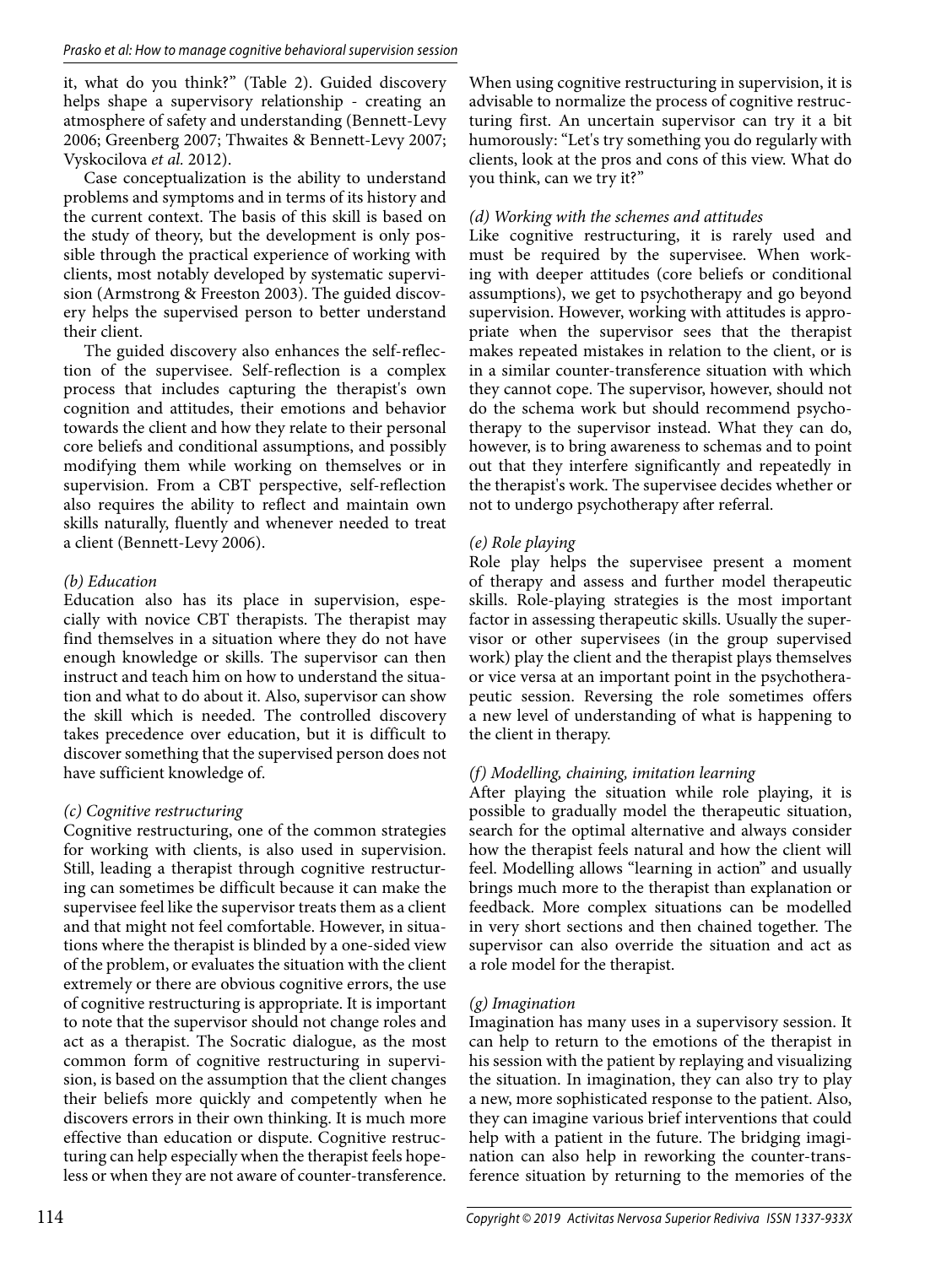it, what do you think?" (Table 2). Guided discovery helps shape a supervisory relationship - creating an atmosphere of safety and understanding (Bennett-Levy 2006; Greenberg 2007; Thwaites & Bennett-Levy 2007; Vyskocilova *et al.* 2012).

Case conceptualization is the ability to understand problems and symptoms and in terms of its history and the current context. The basis of this skill is based on the study of theory, but the development is only possible through the practical experience of working with clients, most notably developed by systematic supervision (Armstrong & Freeston 2003). The guided discovery helps the supervised person to better understand their client.

The guided discovery also enhances the self-reflection of the supervisee. Self-reflection is a complex process that includes capturing the therapist's own cognition and attitudes, their emotions and behavior towards the client and how they relate to their personal core beliefs and conditional assumptions, and possibly modifying them while working on themselves or in supervision. From a CBT perspective, self-reflection also requires the ability to reflect and maintain own skills naturally, fluently and whenever needed to treat a client (Bennett-Levy 2006).

*(b) Education*

Education also has its place in supervision, especially with novice CBT therapists. The therapist may find themselves in a situation where they do not have enough knowledge or skills. The supervisor can then instruct and teach him on how to understand the situation and what to do about it. Also, supervisor can show the skill which is needed. The controlled discovery takes precedence over education, but it is difficult to discover something that the supervised person does not have sufficient knowledge of.

*(c) Cognitive restructuring*

Cognitive restructuring, one of the common strategies for working with clients, is also used in supervision. Still, leading a therapist through cognitive restructuring can sometimes be difficult because it can make the supervisee feel like the supervisor treats them as a client and that might not feel comfortable. However, in situations where the therapist is blinded by a one-sided view of the problem, or evaluates the situation with the client extremely or there are obvious cognitive errors, the use of cognitive restructuring is appropriate. It is important to note that the supervisor should not change roles and act as a therapist. The Socratic dialogue, as the most common form of cognitive restructuring in supervision, is based on the assumption that the client changes their beliefs more quickly and competently when he discovers errors in their own thinking. It is much more effective than education or dispute. Cognitive restructuring can help especially when the therapist feels hopeless or when they are not aware of counter-transference. When using cognitive restructuring in supervision, it is advisable to normalize the process of cognitive restructuring first. An uncertain supervisor can try it a bit humorously: "Let's try something you do regularly with clients, look at the pros and cons of this view. What do you think, can we try it?"

*(d) Working with the schemes and attitudes*

Like cognitive restructuring, it is rarely used and must be required by the supervisee. When working with deeper attitudes (core beliefs or conditional assumptions), we get to psychotherapy and go beyond supervision. However, working with attitudes is appropriate when the supervisor sees that the therapist makes repeated mistakes in relation to the client, or is in a similar counter-transference situation with which they cannot cope. The supervisor, however, should not do the schema work but should recommend psychotherapy to the supervisor instead. What they can do, however, is to bring awareness to schemas and to point out that they interfere significantly and repeatedly in the therapist's work. The supervisee decides whether or not to undergo psychotherapy after referral.

*(e) Role playing*

Role play helps the supervisee present a moment of therapy and assess and further model therapeutic skills. Role-playing strategies is the most important factor in assessing therapeutic skills. Usually the supervisor or other supervisees (in the group supervised work) play the client and the therapist plays themselves or vice versa at an important point in the psychotherapeutic session. Reversing the role sometimes offers a new level of understanding of what is happening to the client in therapy.

*(f) Modelling, chaining, imitation learning*

After playing the situation while role playing, it is possible to gradually model the therapeutic situation, search for the optimal alternative and always consider how the therapist feels natural and how the client will feel. Modelling allows "learning in action" and usually brings much more to the therapist than explanation or feedback. More complex situations can be modelled in very short sections and then chained together. The supervisor can also override the situation and act as a role model for the therapist.

*(g) Imagination*

Imagination has many uses in a supervisory session. It can help to return to the emotions of the therapist in his session with the patient by replaying and visualizing the situation. In imagination, they can also try to play a new, more sophisticated response to the patient. Also, they can imagine various brief interventions that could help with a patient in the future. The bridging imagination can also help in reworking the counter-transference situation by returning to the memories of the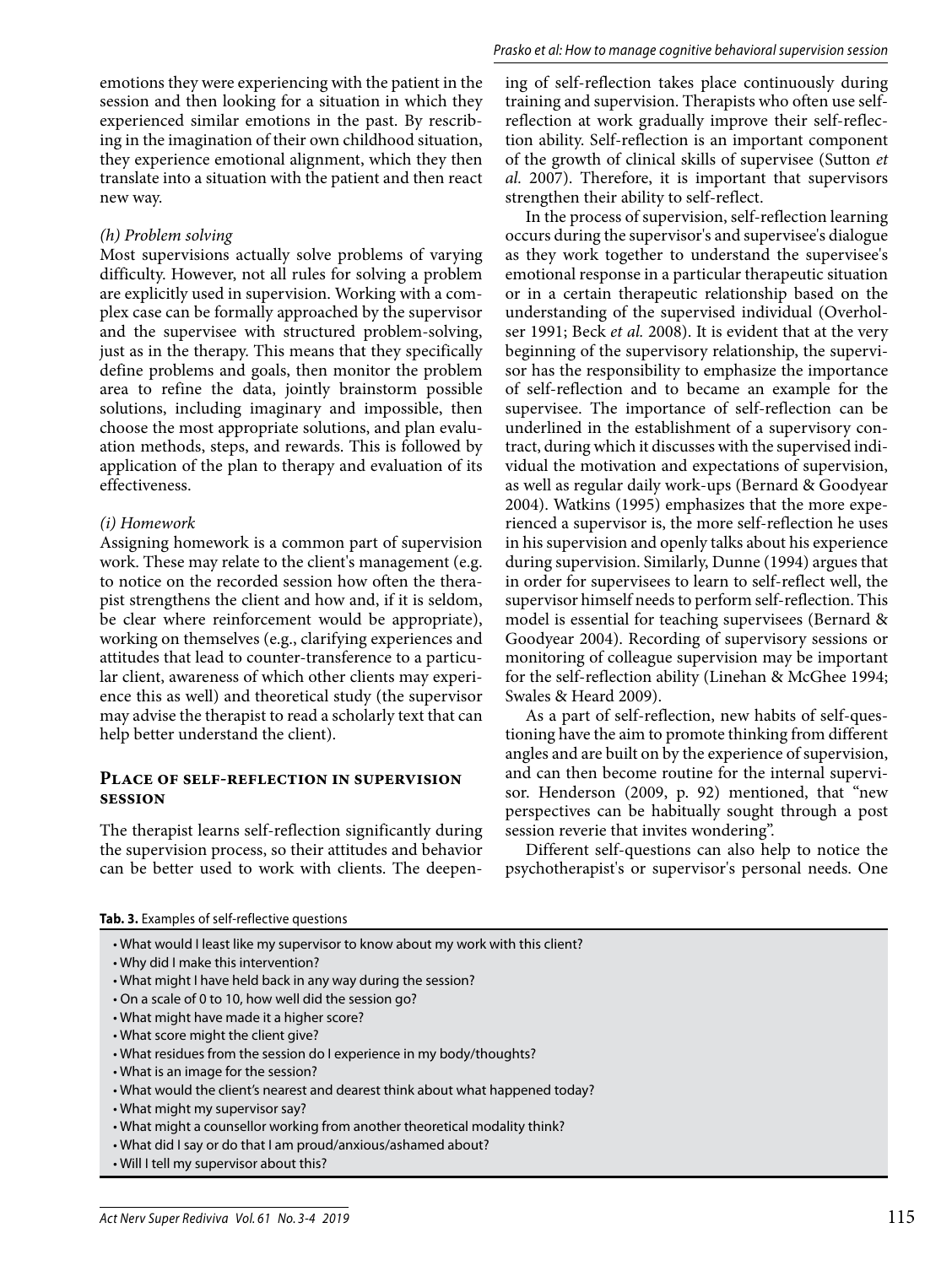emotions they were experiencing with the patient in the session and then looking for a situation in which they experienced similar emotions in the past. By rescribing in the imagination of their own childhood situation, they experience emotional alignment, which they then translate into a situation with the patient and then react new way.

*(h) Problem solving*

Most supervisions actually solve problems of varying difficulty. However, not all rules for solving a problem are explicitly used in supervision. Working with a complex case can be formally approached by the supervisor and the supervisee with structured problem-solving, just as in the therapy. This means that they specifically define problems and goals, then monitor the problem area to refine the data, jointly brainstorm possible solutions, including imaginary and impossible, then choose the most appropriate solutions, and plan evaluation methods, steps, and rewards. This is followed by application of the plan to therapy and evaluation of its effectiveness.

*(i) Homework*

Assigning homework is a common part of supervision work. These may relate to the client's management (e.g. to notice on the recorded session how often the therapist strengthens the client and how and, if it is seldom, be clear where reinforcement would be appropriate), working on themselves (e.g., clarifying experiences and attitudes that lead to counter-transference to a particular client, awareness of which other clients may experience this as well) and theoretical study (the supervisor may advise the therapist to read a scholarly text that can help better understand the client).

## Place of self-reflection in supervision session

The therapist learns self-reflection significantly during the supervision process, so their attitudes and behavior can be better used to work with clients. The deepening of self-reflection takes place continuously during training and supervision. Therapists who often use self-reflection at work gradually improve their self-reflection ability. Self-reflection is an important component of the growth of clinical skills of supervisee (Sutton *et al.* 2007). Therefore, it is important that supervisors strengthen their ability to self-reflect.

In the process of supervision, self-reflection learning occurs during the supervisor's and supervisee's dialogue as they work together to understand the supervisee's emotional response in a particular therapeutic situation or in a certain therapeutic relationship based on the understanding of the supervised individual (Overholser 1991; Beck *et al.* 2008). It is evident that at the very beginning of the supervisory relationship, the supervisor has the responsibility to emphasize the importance of self-reflection and to became an example for the supervisee. The importance of self-reflection can be underlined in the establishment of a supervisory contract, during which it discusses with the supervised individual the motivation and expectations of supervision, as well as regular daily work-ups (Bernard & Goodyear 2004). Watkins (1995) emphasizes that the more experienced a supervisor is, the more self-reflection he uses in his supervision and openly talks about his experience during supervision. Similarly, Dunne (1994) argues that in order for supervisees to learn to self-reflect well, the supervisor himself needs to perform self-reflection. This model is essential for teaching supervisees (Bernard & Goodyear 2004). Recording of supervisory sessions or monitoring of colleague supervision may be important for the self-reflection ability (Linehan & McGhee 1994; Swales & Heard 2009).

As a part of self-reflection, new habits of self-questioning have the aim to promote thinking from different angles and are built on by the experience of supervision, and can then become routine for the internal supervisor. Henderson (2009, p. 92) mentioned, that "new perspectives can be habitually sought through a post session reverie that invites wondering".

Different self-questions can also help to notice the psychotherapist's or supervisor's personal needs. One

**Tab. 3.** Examples of self-reflective questions

- What would I least like my supervisor to know about my work with this client?
- Why did I make this intervention?
- What might I have held back in any way during the session?
- On a scale of 0 to 10, how well did the session go?
- What might have made it a higher score?
- What score might the client give?
- What residues from the session do I experience in my body/thoughts?
- What is an image for the session?
- What would the client's nearest and dearest think about what happened today?
- What might my supervisor say?
- What might a counsellor working from another theoretical modality think?
- What did I say or do that I am proud/anxious/ashamed about?
- Will I tell my supervisor about this?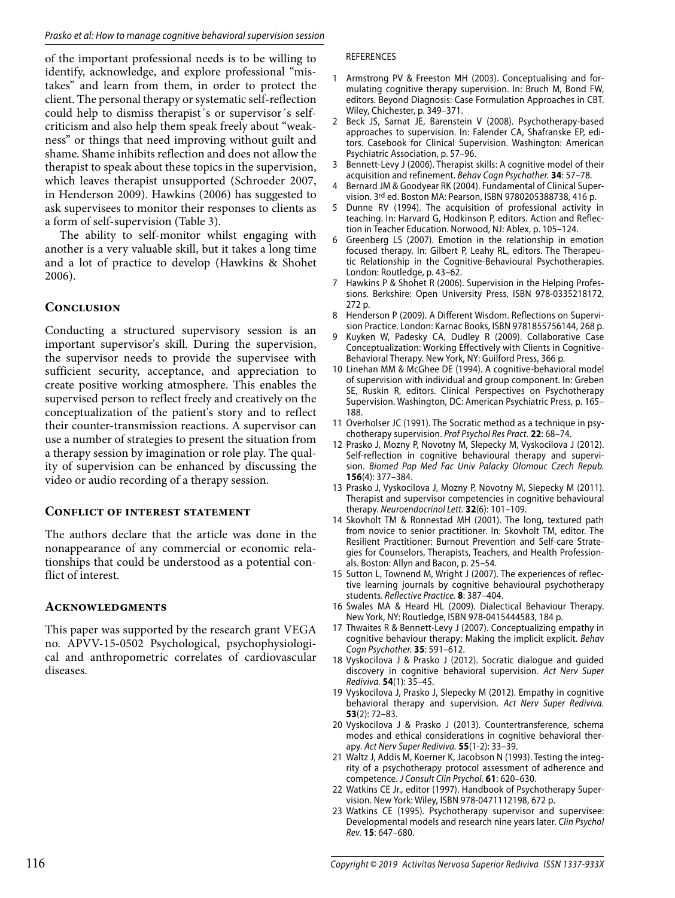of the important professional needs is to be willing to identify, acknowledge, and explore professional "mistakes" and learn from them, in order to protect the client. The personal therapy or systematic self-reflection could help to dismiss therapist´s or supervisor´s self-criticism and also help them speak freely about "weakness" or things that need improving without guilt and shame. Shame inhibits reflection and does not allow the therapist to speak about these topics in the supervision, which leaves therapist unsupported (Schroeder 2007, in Henderson 2009). Hawkins (2006) has suggested to ask supervisees to monitor their responses to clients as a form of self-supervision (Table 3).

The ability to self-monitor whilst engaging with another is a very valuable skill, but it takes a long time and a lot of practice to develop (Hawkins & Shohet 2006).

## Conclusion

Conducting a structured supervisory session is an important supervisor's skill. During the supervision, the supervisor needs to provide the supervisee with sufficient security, acceptance, and appreciation to create positive working atmosphere. This enables the supervised person to reflect freely and creatively on the conceptualization of the patient's story and to reflect their counter-transmission reactions. A supervisor can use a number of strategies to present the situation from a therapy session by imagination or role play. The quality of supervision can be enhanced by discussing the video or audio recording of a therapy session.

## Conflict of interest statement

The authors declare that the article was done in the nonappearance of any commercial or economic relationships that could be understood as a potential conflict of interest.

## Acknowledgments

This paper was supported by the research grant VEGA no. APVV-15-0502 Psychological, psychophysiological and anthropometric correlates of cardiovascular diseases.

REFERENCES

1. Armstrong PV & Freeston MH (2003). Conceptualising and formulating cognitive therapy supervision. In: Bruch M, Bond FW, editors. Beyond Diagnosis: Case Formulation Approaches in CBT. Wiley, Chichester, p. 349–371.
2. Beck JS, Sarnat JE, Barenstein V (2008). Psychotherapy-based approaches to supervision. In: Falender CA, Shafranske EP, editors. Casebook for Clinical Supervision. Washington: American Psychiatric Association, p. 57–96.
3. Bennett-Levy J (2006). Therapist skills: A cognitive model of their acquisition and refinement. *Behav Cogn Psychother.* **34**: 57–78.
4. Bernard JM & Goodyear RK (2004). Fundamental of Clinical Supervision. 3rd ed. Boston MA: Pearson, ISBN 9780205388738, 416 p.
5. Dunne RV (1994). The acquisition of professional activity in teaching. In: Harvard G, Hodkinson P, editors. Action and Reflection in Teacher Education. Norwood, NJ: Ablex, p. 105–124.
6. Greenberg LS (2007). Emotion in the relationship in emotion focused therapy. In: Gilbert P, Leahy RL, editors. The Therapeutic Relationship in the Cognitive-Behavioural Psychotherapies. London: Routledge, p. 43–62.
7. Hawkins P & Shohet R (2006). Supervision in the Helping Professions. Berkshire: Open University Press, ISBN 978-0335218172, 272 p.
8. Henderson P (2009). A Different Wisdom. Reflections on Supervision Practice. London: Karnac Books, ISBN 9781855756144, 268 p.
9. Kuyken W, Padesky CA, Dudley R (2009). Collaborative Case Conceptualization: Working Effectively with Clients in Cognitive-Behavioral Therapy. New York, NY: Guilford Press, 366 p.
10. Linehan MM & McGhee DE (1994). A cognitive-behavioral model of supervision with individual and group component. In: Greben SE, Ruskin R, editors. Clinical Perspectives on Psychotherapy Supervision. Washington, DC: American Psychiatric Press, p. 165–188.
11. Overholser JC (1991). The Socratic method as a technique in psychotherapy supervision. *Prof Psychol Res Pract.* **22**: 68–74.
12. Prasko J, Mozny P, Novotny M, Slepecky M, Vyskocilova J (2012). Self-reflection in cognitive behavioural therapy and supervision. *Biomed Pap Med Fac Univ Palacky Olomouc Czech Repub.* **156**(4): 377–384.
13. Prasko J, Vyskocilova J, Mozny P, Novotny M, Slepecky M (2011). Therapist and supervisor competencies in cognitive behavioural therapy. *Neuroendocrinol Lett.* **32**(6): 101–109.
14. Skovholt TM & Ronnestad MH (2001). The long, textured path from novice to senior practitioner. In: Skovholt TM, editor. The Resilient Practitioner: Burnout Prevention and Self-care Strategies for Counselors, Therapists, Teachers, and Health Professionals. Boston: Allyn and Bacon, p. 25–54.
15. Sutton L, Townend M, Wright J (2007). The experiences of reflective learning journals by cognitive behavioural psychotherapy students. *Reflective Practice.* **8**: 387–404.
16. Swales MA & Heard HL (2009). Dialectical Behaviour Therapy. New York, NY: Routledge, ISBN 978-0415444583, 184 p.
17. Thwaites R & Bennett-Levy J (2007). Conceptualizing empathy in cognitive behaviour therapy: Making the implicit explicit. *Behav Cogn Psychother.* **35**: 591–612.
18. Vyskocilova J & Prasko J (2012). Socratic dialogue and guided discovery in cognitive behavioral supervision. *Act Nerv Super Rediviva.* **54**(1): 35–45.
19. Vyskocilova J, Prasko J, Slepecky M (2012). Empathy in cognitive behavioral therapy and supervision. *Act Nerv Super Rediviva.* **53**(2): 72–83.
20. Vyskocilova J & Prasko J (2013). Countertransference, schema modes and ethical considerations in cognitive behavioral therapy. *Act Nerv Super Rediviva.* **55**(1-2): 33–39.
21. Waltz J, Addis M, Koerner K, Jacobson N (1993). Testing the integrity of a psychotherapy protocol assessment of adherence and competence. *J Consult Clin Psychol.* **61**: 620–630.
22. Watkins CE Jr., editor (1997). Handbook of Psychotherapy Supervision. New York: Wiley, ISBN 978-0471112198, 672 p.
23. Watkins CE (1995). Psychotherapy supervisor and supervisee: Developmental models and research nine years later. *Clin Psychol Rev.* **15**: 647–680.